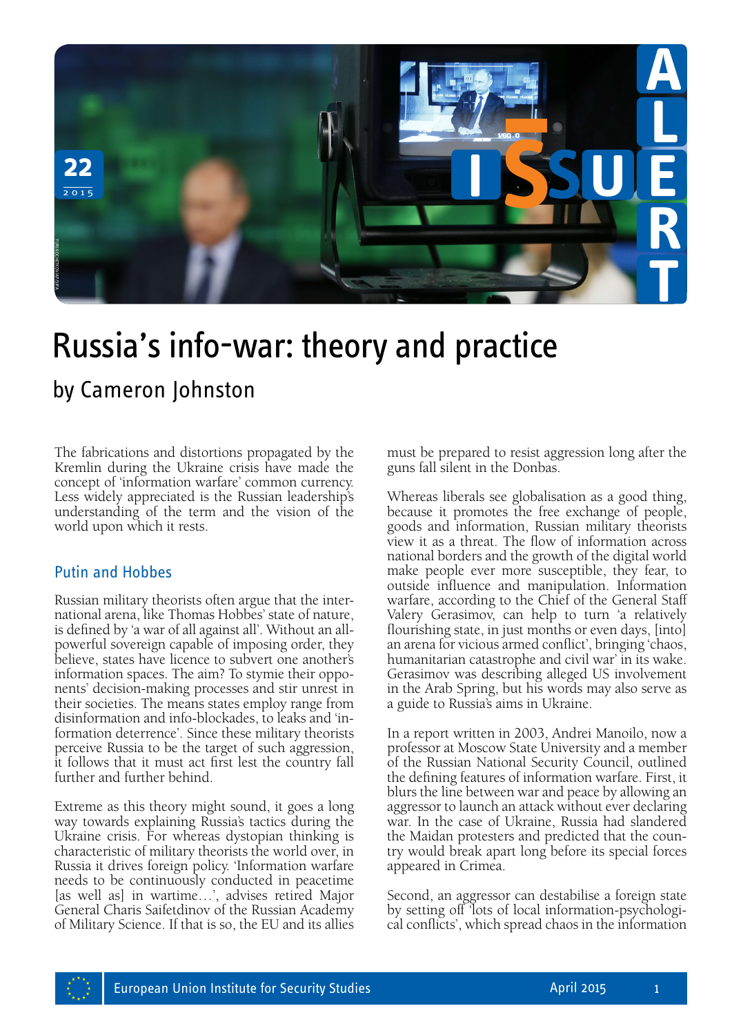# Russia's info-war: theory and practice

## by Cameron Johnston

The fabrications and distortions propagated by the Kremlin during the Ukraine crisis have made the concept of 'information warfare' common currency. Less widely appreciated is the Russian leadership's understanding of the term and the vision of the world upon which it rests.

### Putin and Hobbes

Russian military theorists often argue that the international arena, like Thomas Hobbes' state of nature, is defined by 'a war of all against all'. Without an all-powerful sovereign capable of imposing order, they believe, states have licence to subvert one another's information spaces. The aim? To stymie their opponents' decision-making processes and stir unrest in their societies. The means states employ range from disinformation and info-blockades, to leaks and 'information deterrence'. Since these military theorists perceive Russia to be the target of such aggression, it follows that it must act first lest the country fall further and further behind.

Extreme as this theory might sound, it goes a long way towards explaining Russia's tactics during the Ukraine crisis. For whereas dystopian thinking is characteristic of military theorists the world over, in Russia it drives foreign policy. 'Information warfare needs to be continuously conducted in peacetime [as well as] in wartime…', advises retired Major General Charis Saifetdinov of the Russian Academy of Military Science. If that is so, the EU and its allies must be prepared to resist aggression long after the guns fall silent in the Donbas.

Whereas liberals see globalisation as a good thing, because it promotes the free exchange of people, goods and information, Russian military theorists view it as a threat. The flow of information across national borders and the growth of the digital world make people ever more susceptible, they fear, to outside influence and manipulation. Information warfare, according to the Chief of the General Staff Valery Gerasimov, can help to turn 'a relatively flourishing state, in just months or even days, [into] an arena for vicious armed conflict', bringing 'chaos, humanitarian catastrophe and civil war' in its wake. Gerasimov was describing alleged US involvement in the Arab Spring, but his words may also serve as a guide to Russia's aims in Ukraine.

In a report written in 2003, Andrei Manoilo, now a professor at Moscow State University and a member of the Russian National Security Council, outlined the defining features of information warfare. First, it blurs the line between war and peace by allowing an aggressor to launch an attack without ever declaring war. In the case of Ukraine, Russia had slandered the Maidan protesters and predicted that the country would break apart long before its special forces appeared in Crimea.

Second, an aggressor can destabilise a foreign state by setting off 'lots of local information-psychological conflicts', which spread chaos in the information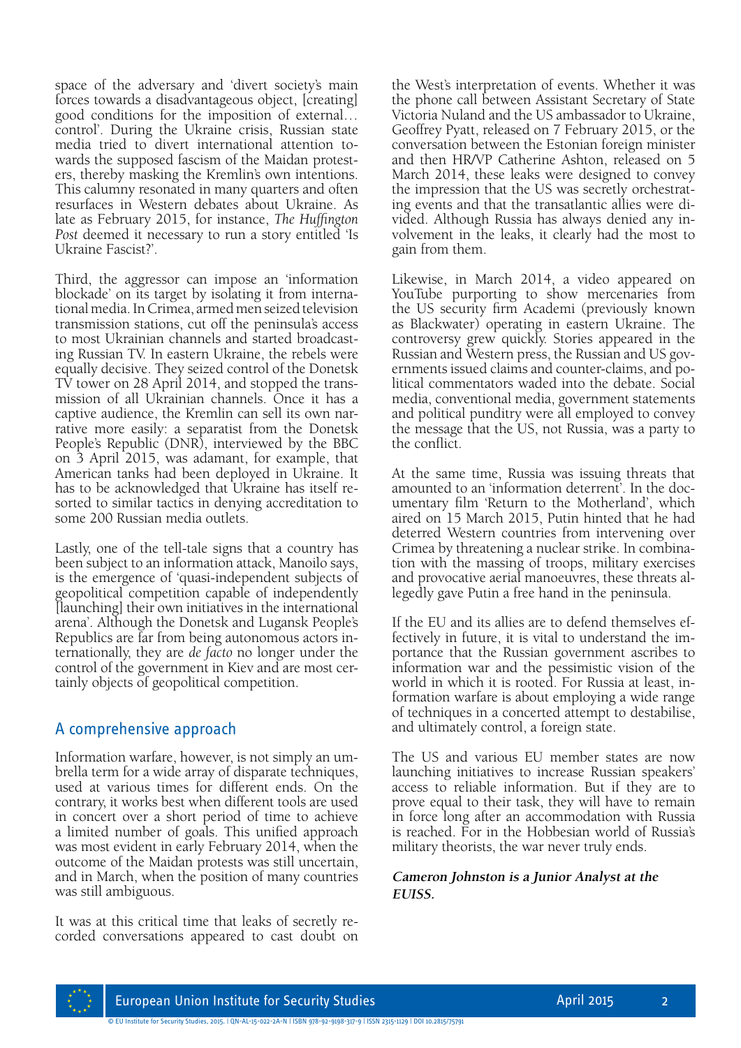space of the adversary and 'divert society's main forces towards a disadvantageous object, [creating] good conditions for the imposition of external… control'. During the Ukraine crisis, Russian state media tried to divert international attention towards the supposed fascism of the Maidan protesters, thereby masking the Kremlin's own intentions. This calumny resonated in many quarters and often resurfaces in Western debates about Ukraine. As late as February 2015, for instance, *The Huffington Post* deemed it necessary to run a story entitled 'Is Ukraine Fascist?'.

Third, the aggressor can impose an 'information blockade' on its target by isolating it from international media. In Crimea, armed men seized television transmission stations, cut off the peninsula's access to most Ukrainian channels and started broadcasting Russian TV. In eastern Ukraine, the rebels were equally decisive. They seized control of the Donetsk TV tower on 28 April 2014, and stopped the transmission of all Ukrainian channels. Once it has a captive audience, the Kremlin can sell its own narrative more easily: a separatist from the Donetsk People's Republic (DNR), interviewed by the BBC on 3 April 2015, was adamant, for example, that American tanks had been deployed in Ukraine. It has to be acknowledged that Ukraine has itself resorted to similar tactics in denying accreditation to some 200 Russian media outlets.

Lastly, one of the tell-tale signs that a country has been subject to an information attack, Manoilo says, is the emergence of 'quasi-independent subjects of geopolitical competition capable of independently [launching] their own initiatives in the international arena'. Although the Donetsk and Lugansk People's Republics are far from being autonomous actors internationally, they are *de facto* no longer under the control of the government in Kiev and are most certainly objects of geopolitical competition.

## A comprehensive approach

Information warfare, however, is not simply an umbrella term for a wide array of disparate techniques, used at various times for different ends. On the contrary, it works best when different tools are used in concert over a short period of time to achieve a limited number of goals. This unified approach was most evident in early February 2014, when the outcome of the Maidan protests was still uncertain, and in March, when the position of many countries was still ambiguous.

It was at this critical time that leaks of secretly recorded conversations appeared to cast doubt on the West's interpretation of events. Whether it was the phone call between Assistant Secretary of State Victoria Nuland and the US ambassador to Ukraine, Geoffrey Pyatt, released on 7 February 2015, or the conversation between the Estonian foreign minister and then HR/VP Catherine Ashton, released on 5 March 2014, these leaks were designed to convey the impression that the US was secretly orchestrating events and that the transatlantic allies were divided. Although Russia has always denied any involvement in the leaks, it clearly had the most to gain from them.

Likewise, in March 2014, a video appeared on YouTube purporting to show mercenaries from the US security firm Academi (previously known as Blackwater) operating in eastern Ukraine. The controversy grew quickly. Stories appeared in the Russian and Western press, the Russian and US governments issued claims and counter-claims, and political commentators waded into the debate. Social media, conventional media, government statements and political punditry were all employed to convey the message that the US, not Russia, was a party to the conflict.

At the same time, Russia was issuing threats that amounted to an 'information deterrent'. In the documentary film 'Return to the Motherland', which aired on 15 March 2015, Putin hinted that he had deterred Western countries from intervening over Crimea by threatening a nuclear strike. In combination with the massing of troops, military exercises and provocative aerial manoeuvres, these threats allegedly gave Putin a free hand in the peninsula.

If the EU and its allies are to defend themselves effectively in future, it is vital to understand the importance that the Russian government ascribes to information war and the pessimistic vision of the world in which it is rooted. For Russia at least, information warfare is about employing a wide range of techniques in a concerted attempt to destabilise, and ultimately control, a foreign state.

The US and various EU member states are now launching initiatives to increase Russian speakers' access to reliable information. But if they are to prove equal to their task, they will have to remain in force long after an accommodation with Russia is reached. For in the Hobbesian world of Russia's military theorists, the war never truly ends.

***Cameron Johnston is a Junior Analyst at the EUISS.***

© EU Institute for Security Studies, 2015. | QN-AL-15-022-2A-N | ISBN 978-92-9198-317-9 | ISSN 2315-1129 | DOI 10.2815/75791